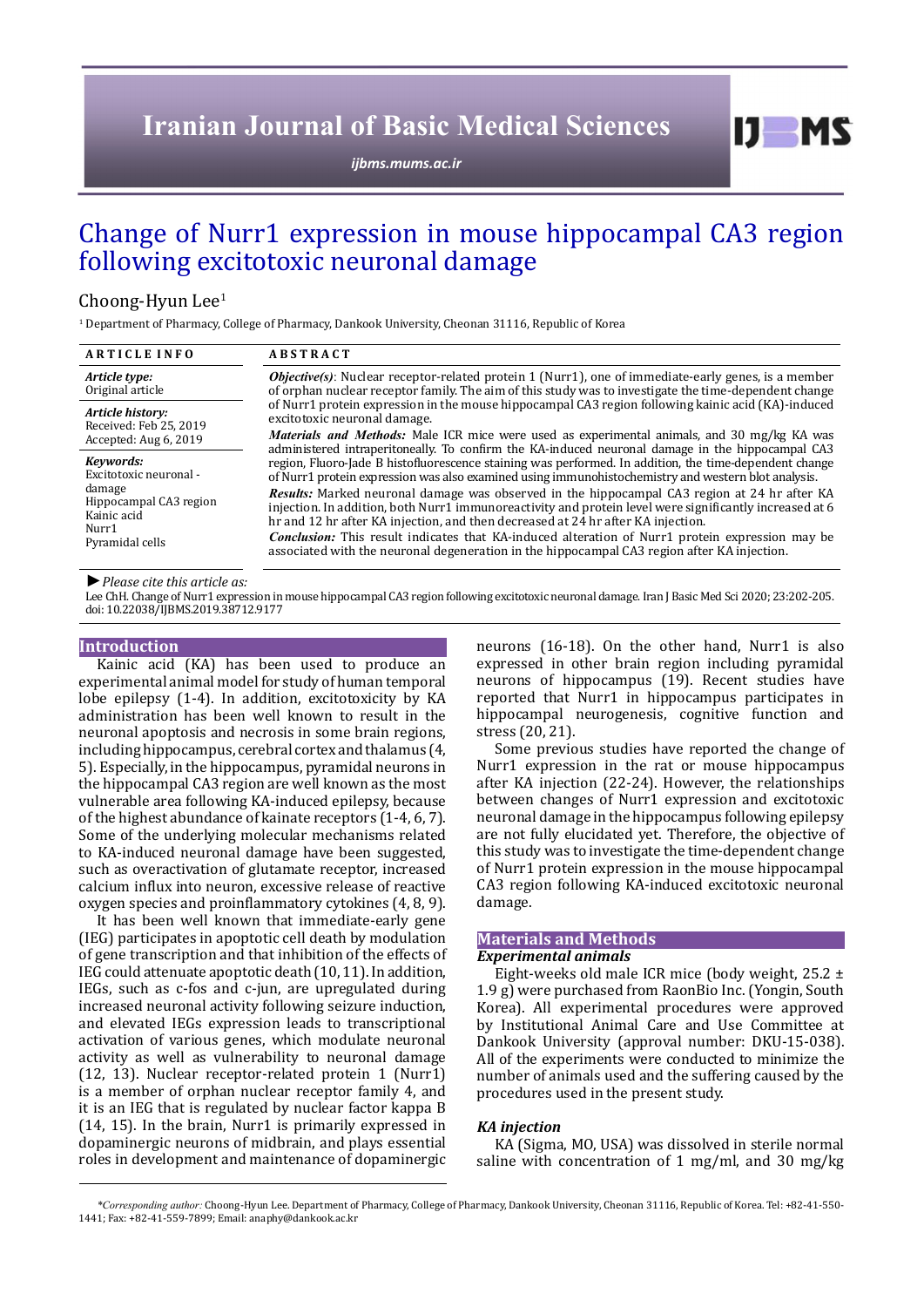# Change of Nurr1 expression in mouse hippocampal CA3 region following excitotoxic neuronal damage

Choong-Hyun Lee[1]

[1] Department of Pharmacy, College of Pharmacy, Dankook University, Cheonan 31116, Republic of Korea

**ARTICLE INFO**

*Article type:*
Original article

*Article history:*
Received: Feb 25, 2019
Accepted: Aug 6, 2019

*Keywords:*
Excitotoxic neuronal - damage
Hippocampal CA3 region
Kainic acid
Nurr1
Pyramidal cells

**ABSTRACT**

***Objective(s)***: Nuclear receptor-related protein 1 (Nurr1), one of immediate-early genes, is a member of orphan nuclear receptor family. The aim of this study was to investigate the time-dependent change of Nurr1 protein expression in the mouse hippocampal CA3 region following kainic acid (KA)-induced excitotoxic neuronal damage.

***Materials and Methods:*** Male ICR mice were used as experimental animals, and 30 mg/kg KA was administered intraperitoneally. To confirm the KA-induced neuronal damage in the hippocampal CA3 region, Fluoro-Jade B histofluorescence staining was performed. In addition, the time-dependent change of Nurr1 protein expression was also examined using immunohistochemistry and western blot analysis.

***Results:*** Marked neuronal damage was observed in the hippocampal CA3 region at 24 hr after KA injection. In addition, both Nurr1 immunoreactivity and protein level were significantly increased at 6 hr and 12 hr after KA injection, and then decreased at 24 hr after KA injection.

***Conclusion:*** This result indicates that KA-induced alteration of Nurr1 protein expression may be associated with the neuronal degeneration in the hippocampal CA3 region after KA injection.

*►Please cite this article as:*

Lee ChH. Change of Nurr1 expression in mouse hippocampal CA3 region following excitotoxic neuronal damage. Iran J Basic Med Sci 2020; 23:202-205. doi: 10.22038/IJBMS.2019.38712.9177

## Introduction

Kainic acid (KA) has been used to produce an experimental animal model for study of human temporal lobe epilepsy (1-4). In addition, excitotoxicity by KA administration has been well known to result in the neuronal apoptosis and necrosis in some brain regions, including hippocampus, cerebral cortex and thalamus (4, 5). Especially, in the hippocampus, pyramidal neurons in the hippocampal CA3 region are well known as the most vulnerable area following KA-induced epilepsy, because of the highest abundance of kainate receptors (1-4, 6, 7). Some of the underlying molecular mechanisms related to KA-induced neuronal damage have been suggested, such as overactivation of glutamate receptor, increased calcium influx into neuron, excessive release of reactive oxygen species and proinflammatory cytokines (4, 8, 9).

It has been well known that immediate-early gene (IEG) participates in apoptotic cell death by modulation of gene transcription and that inhibition of the effects of IEG could attenuate apoptotic death (10, 11). In addition, IEGs, such as c-fos and c-jun, are upregulated during increased neuronal activity following seizure induction, and elevated IEGs expression leads to transcriptional activation of various genes, which modulate neuronal activity as well as vulnerability to neuronal damage (12, 13). Nuclear receptor-related protein 1 (Nurr1) is a member of orphan nuclear receptor family 4, and it is an IEG that is regulated by nuclear factor kappa B (14, 15). In the brain, Nurr1 is primarily expressed in dopaminergic neurons of midbrain, and plays essential roles in development and maintenance of dopaminergic neurons (16-18). On the other hand, Nurr1 is also expressed in other brain region including pyramidal neurons of hippocampus (19). Recent studies have reported that Nurr1 in hippocampus participates in hippocampal neurogenesis, cognitive function and stress (20, 21).

Some previous studies have reported the change of Nurr1 expression in the rat or mouse hippocampus after KA injection (22-24). However, the relationships between changes of Nurr1 expression and excitotoxic neuronal damage in the hippocampus following epilepsy are not fully elucidated yet. Therefore, the objective of this study was to investigate the time-dependent change of Nurr1 protein expression in the mouse hippocampal CA3 region following KA-induced excitotoxic neuronal damage.

## Materials and Methods

### Experimental animals

Eight-weeks old male ICR mice (body weight, 25.2 ± 1.9 g) were purchased from RaonBio Inc. (Yongin, South Korea). All experimental procedures were approved by Institutional Animal Care and Use Committee at Dankook University (approval number: DKU-15-038). All of the experiments were conducted to minimize the number of animals used and the suffering caused by the procedures used in the present study.

### KA injection

KA (Sigma, MO, USA) was dissolved in sterile normal saline with concentration of 1 mg/ml, and 30 mg/kg

*Corresponding author: Choong-Hyun Lee. Department of Pharmacy, College of Pharmacy, Dankook University, Cheonan 31116, Republic of Korea. Tel: +82-41-550-1441; Fax: +82-41-559-7899; Email: anaphy@dankook.ac.kr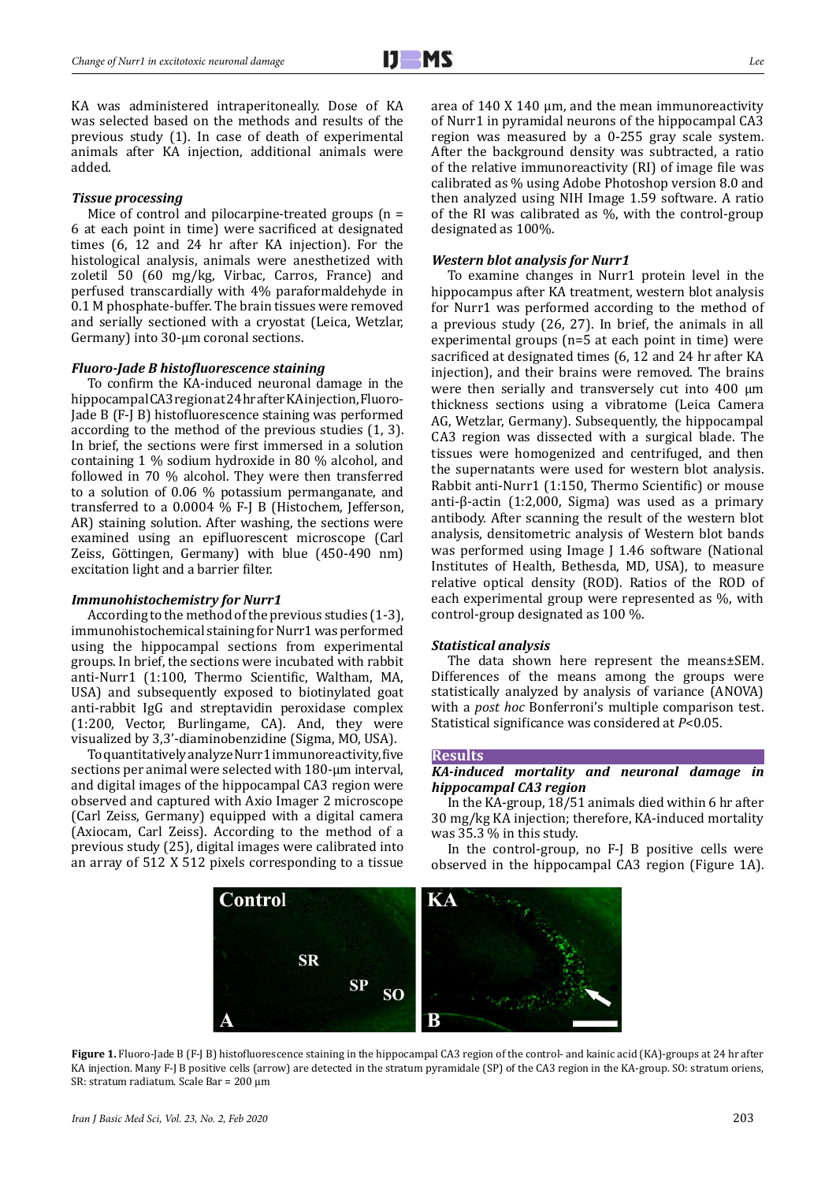KA was administered intraperitoneally. Dose of KA was selected based on the methods and results of the previous study (1). In case of death of experimental animals after KA injection, additional animals were added.

### *Tissue processing*

Mice of control and pilocarpine-treated groups (n = 6 at each point in time) were sacrificed at designated times (6, 12 and 24 hr after KA injection). For the histological analysis, animals were anesthetized with zoletil 50 (60 mg/kg, Virbac, Carros, France) and perfused transcardially with 4% paraformaldehyde in 0.1 M phosphate-buffer. The brain tissues were removed and serially sectioned with a cryostat (Leica, Wetzlar, Germany) into 30-μm coronal sections.

### *Fluoro-Jade B histofluorescence staining*

To confirm the KA-induced neuronal damage in the hippocampal CA3 region at 24 hr after KA injection, Fluoro-Jade B (F-J B) histofluorescence staining was performed according to the method of the previous studies (1, 3). In brief, the sections were first immersed in a solution containing 1 % sodium hydroxide in 80 % alcohol, and followed in 70 % alcohol. They were then transferred to a solution of 0.06 % potassium permanganate, and transferred to a 0.0004 % F-J B (Histochem, Jefferson, AR) staining solution. After washing, the sections were examined using an epifluorescent microscope (Carl Zeiss, Göttingen, Germany) with blue (450-490 nm) excitation light and a barrier filter.

### *Immunohistochemistry for Nurr1*

According to the method of the previous studies (1-3), immunohistochemical staining for Nurr1 was performed using the hippocampal sections from experimental groups. In brief, the sections were incubated with rabbit anti-Nurr1 (1:100, Thermo Scientific, Waltham, MA, USA) and subsequently exposed to biotinylated goat anti-rabbit IgG and streptavidin peroxidase complex (1:200, Vector, Burlingame, CA). And, they were visualized by 3,3'-diaminobenzidine (Sigma, MO, USA).

To quantitatively analyze Nurr1 immunoreactivity, five sections per animal were selected with 180-μm interval, and digital images of the hippocampal CA3 region were observed and captured with Axio Imager 2 microscope (Carl Zeiss, Germany) equipped with a digital camera (Axiocam, Carl Zeiss). According to the method of a previous study (25), digital images were calibrated into an array of 512 X 512 pixels corresponding to a tissue area of 140 X 140 μm, and the mean immunoreactivity of Nurr1 in pyramidal neurons of the hippocampal CA3 region was measured by a 0-255 gray scale system. After the background density was subtracted, a ratio of the relative immunoreactivity (RI) of image file was calibrated as % using Adobe Photoshop version 8.0 and then analyzed using NIH Image 1.59 software. A ratio of the RI was calibrated as %, with the control-group designated as 100%.

### *Western blot analysis for Nurr1*

To examine changes in Nurr1 protein level in the hippocampus after KA treatment, western blot analysis for Nurr1 was performed according to the method of a previous study (26, 27). In brief, the animals in all experimental groups (n=5 at each point in time) were sacrificed at designated times (6, 12 and 24 hr after KA injection), and their brains were removed. The brains were then serially and transversely cut into 400 μm thickness sections using a vibratome (Leica Camera AG, Wetzlar, Germany). Subsequently, the hippocampal CA3 region was dissected with a surgical blade. The tissues were homogenized and centrifuged, and then the supernatants were used for western blot analysis. Rabbit anti-Nurr1 (1:150, Thermo Scientific) or mouse anti-β-actin (1:2,000, Sigma) was used as a primary antibody. After scanning the result of the western blot analysis, densitometric analysis of Western blot bands was performed using Image J 1.46 software (National Institutes of Health, Bethesda, MD, USA), to measure relative optical density (ROD). Ratios of the ROD of each experimental group were represented as %, with control-group designated as 100 %.

### *Statistical analysis*

The data shown here represent the means±SEM. Differences of the means among the groups were statistically analyzed by analysis of variance (ANOVA) with a *post hoc* Bonferroni's multiple comparison test. Statistical significance was considered at $P<0.05$.

## Results

### *KA-induced mortality and neuronal damage in hippocampal CA3 region*

In the KA-group, 18/51 animals died within 6 hr after 30 mg/kg KA injection; therefore, KA-induced mortality was 35.3 % in this study.

In the control-group, no F-J B positive cells were observed in the hippocampal CA3 region (Figure 1A).

**Figure 1.** Fluoro-Jade B (F-J B) histofluorescence staining in the hippocampal CA3 region of the control- and kainic acid (KA)-groups at 24 hr after KA injection. Many F-J B positive cells (arrow) are detected in the stratum pyramidale (SP) of the CA3 region in the KA-group. SO: stratum oriens, SR: stratum radiatum. Scale Bar = 200 μm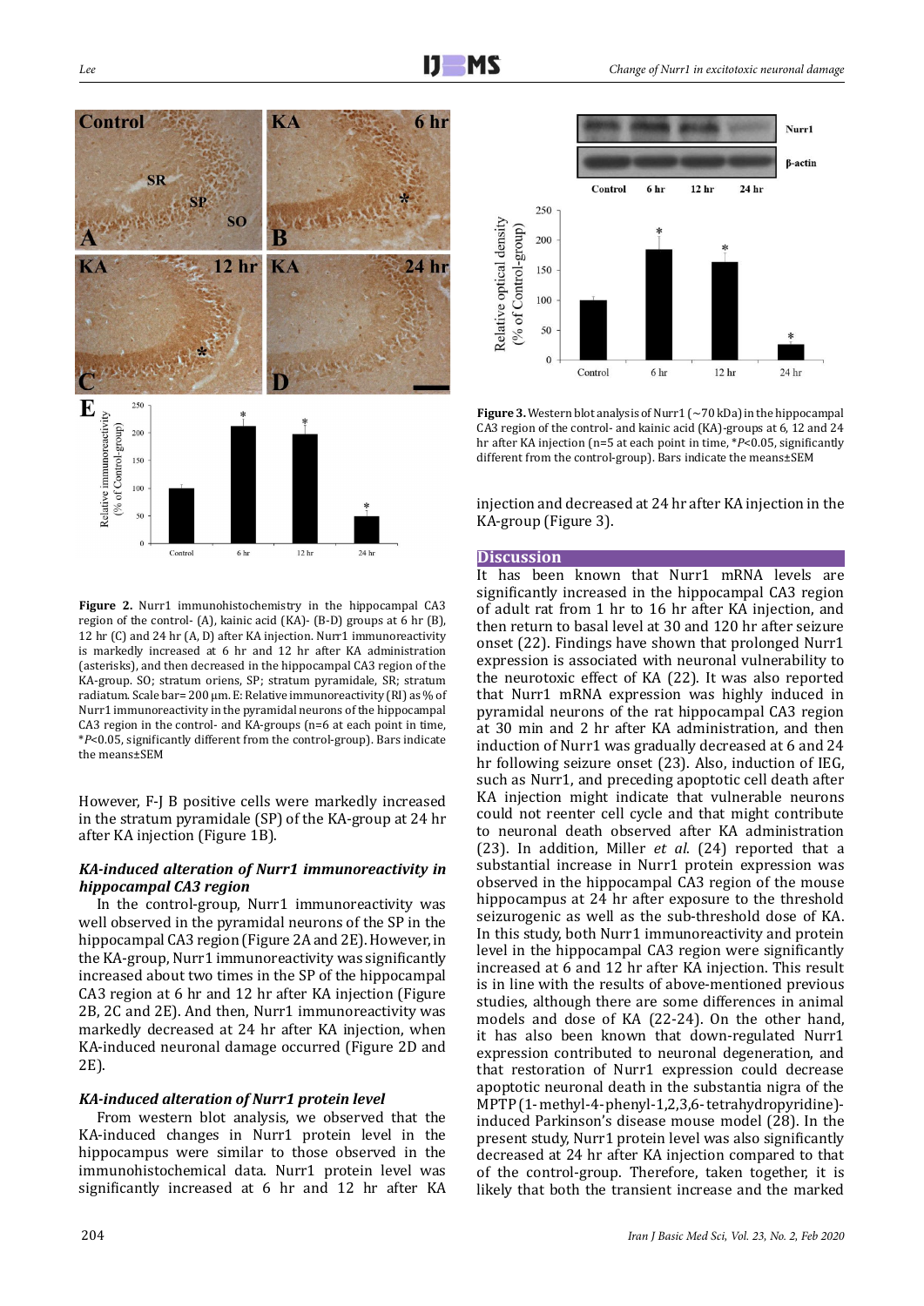Control

SR

SP

SO

A

KA 6 hr

B

KA 12 hr

C

KA 24 hr

D

E

Relative immunoreactivity (% of Control-group)

250
200
150
100
50
0

Control 6 hr 12 hr 24 hr

**Figure 2.** Nurr1 immunohistochemistry in the hippocampal CA3 region of the control- (A), kainic acid (KA)- (B-D) groups at 6 hr (B), 12 hr (C) and 24 hr (A, D) after KA injection. Nurr1 immunoreactivity is markedly increased at 6 hr and 12 hr after KA administration (asterisks), and then decreased in the hippocampal CA3 region of the KA-group. SO; stratum oriens, SP; stratum pyramidale, SR; stratum radiatum. Scale bar= 200 µm. E: Relative immunoreactivity (RI) as % of Nurr1 immunoreactivity in the pyramidal neurons of the hippocampal CA3 region in the control- and KA-groups (n=6 at each point in time, *$P<0.05$, significantly different from the control-group). Bars indicate the means±SEM

However, F-J B positive cells were markedly increased in the stratum pyramidale (SP) of the KA-group at 24 hr after KA injection (Figure 1B).

### *KA-induced alteration of Nurr1 immunoreactivity in hippocampal CA3 region*

In the control-group, Nurr1 immunoreactivity was well observed in the pyramidal neurons of the SP in the hippocampal CA3 region (Figure 2A and 2E). However, in the KA-group, Nurr1 immunoreactivity was significantly increased about two times in the SP of the hippocampal CA3 region at 6 hr and 12 hr after KA injection (Figure 2B, 2C and 2E). And then, Nurr1 immunoreactivity was markedly decreased at 24 hr after KA injection, when KA-induced neuronal damage occurred (Figure 2D and 2E).

### *KA-induced alteration of Nurr1 protein level*

From western blot analysis, we observed that the KA-induced changes in Nurr1 protein level in the hippocampus were similar to those observed in the immunohistochemical data. Nurr1 protein level was significantly increased at 6 hr and 12 hr after KA injection and decreased at 24 hr after KA injection in the KA-group (Figure 3).

Nurr1

β-actin

Control 6 hr 12 hr 24 hr

Relative optical density (% of Control-group)

250
200
150
100
50
0

Control 6 hr 12 hr 24 hr

**Figure 3.** Western blot analysis of Nurr1 (~70 kDa) in the hippocampal CA3 region of the control- and kainic acid (KA)-groups at 6, 12 and 24 hr after KA injection (n=5 at each point in time, *$P<0.05$, significantly different from the control-group). Bars indicate the means±SEM

## Discussion

It has been known that Nurr1 mRNA levels are significantly increased in the hippocampal CA3 region of adult rat from 1 hr to 16 hr after KA injection, and then return to basal level at 30 and 120 hr after seizure onset (22). Findings have shown that prolonged Nurr1 expression is associated with neuronal vulnerability to the neurotoxic effect of KA (22). It was also reported that Nurr1 mRNA expression was highly induced in pyramidal neurons of the rat hippocampal CA3 region at 30 min and 2 hr after KA administration, and then induction of Nurr1 was gradually decreased at 6 and 24 hr following seizure onset (23). Also, induction of IEG, such as Nurr1, and preceding apoptotic cell death after KA injection might indicate that vulnerable neurons could not reenter cell cycle and that might contribute to neuronal death observed after KA administration (23). In addition, Miller *et al.* (24) reported that a substantial increase in Nurr1 protein expression was observed in the hippocampal CA3 region of the mouse hippocampus at 24 hr after exposure to the threshold seizurogenic as well as the sub-threshold dose of KA. In this study, both Nurr1 immunoreactivity and protein level in the hippocampal CA3 region were significantly increased at 6 and 12 hr after KA injection. This result is in line with the results of above-mentioned previous studies, although there are some differences in animal models and dose of KA (22-24). On the other hand, it has also been known that down-regulated Nurr1 expression contributed to neuronal degeneration, and that restoration of Nurr1 expression could decrease apoptotic neuronal death in the substantia nigra of the MPTP (1-methyl-4-phenyl-1,2,3,6-tetrahydropyridine)-induced Parkinson's disease mouse model (28). In the present study, Nurr1 protein level was also significantly decreased at 24 hr after KA injection compared to that of the control-group. Therefore, taken together, it is likely that both the transient increase and the marked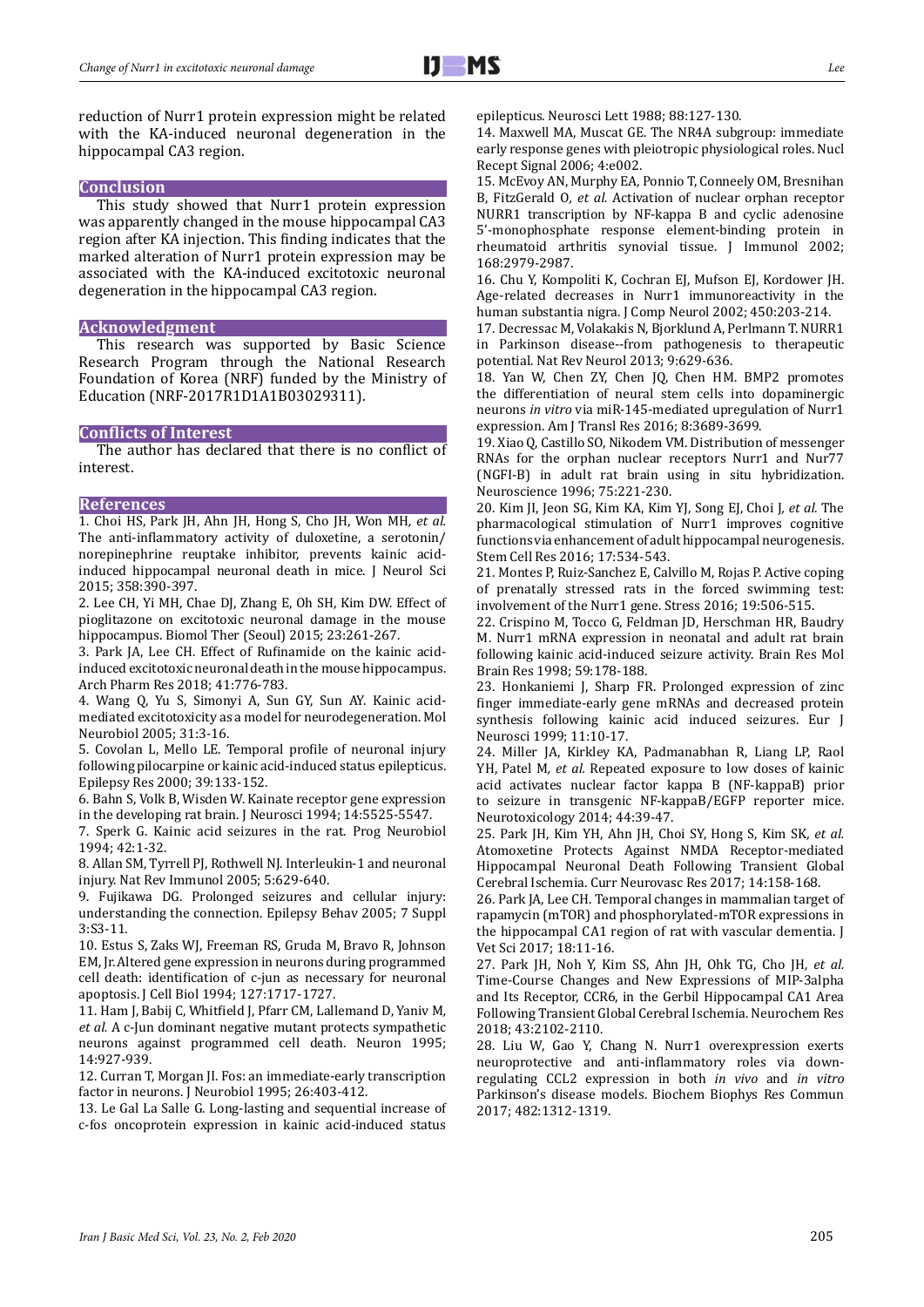reduction of Nurr1 protein expression might be related with the KA-induced neuronal degeneration in the hippocampal CA3 region.

## Conclusion

This study showed that Nurr1 protein expression was apparently changed in the mouse hippocampal CA3 region after KA injection. This finding indicates that the marked alteration of Nurr1 protein expression may be associated with the KA-induced excitotoxic neuronal degeneration in the hippocampal CA3 region.

## Acknowledgment

This research was supported by Basic Science Research Program through the National Research Foundation of Korea (NRF) funded by the Ministry of Education (NRF-2017R1D1A1B03029311).

## Conflicts of Interest

The author has declared that there is no conflict of interest.

## References

1. Choi HS, Park JH, Ahn JH, Hong S, Cho JH, Won MH, *et al.* The anti-inflammatory activity of duloxetine, a serotonin/norepinephrine reuptake inhibitor, prevents kainic acid-induced hippocampal neuronal death in mice. J Neurol Sci 2015; 358:390-397.
2. Lee CH, Yi MH, Chae DJ, Zhang E, Oh SH, Kim DW. Effect of pioglitazone on excitotoxic neuronal damage in the mouse hippocampus. Biomol Ther (Seoul) 2015; 23:261-267.
3. Park JA, Lee CH. Effect of Rufinamide on the kainic acid-induced excitotoxic neuronal death in the mouse hippocampus. Arch Pharm Res 2018; 41:776-783.
4. Wang Q, Yu S, Simonyi A, Sun GY, Sun AY. Kainic acid-mediated excitotoxicity as a model for neurodegeneration. Mol Neurobiol 2005; 31:3-16.
5. Covolan L, Mello LE. Temporal profile of neuronal injury following pilocarpine or kainic acid-induced status epilepticus. Epilepsy Res 2000; 39:133-152.
6. Bahn S, Volk B, Wisden W. Kainate receptor gene expression in the developing rat brain. J Neurosci 1994; 14:5525-5547.
7. Sperk G. Kainic acid seizures in the rat. Prog Neurobiol 1994; 42:1-32.
8. Allan SM, Tyrrell PJ, Rothwell NJ. Interleukin-1 and neuronal injury. Nat Rev Immunol 2005; 5:629-640.
9. Fujikawa DG. Prolonged seizures and cellular injury: understanding the connection. Epilepsy Behav 2005; 7 Suppl 3:S3-11.
10. Estus S, Zaks WJ, Freeman RS, Gruda M, Bravo R, Johnson EM, Jr. Altered gene expression in neurons during programmed cell death: identification of c-jun as necessary for neuronal apoptosis. J Cell Biol 1994; 127:1717-1727.
11. Ham J, Babij C, Whitfield J, Pfarr CM, Lallemand D, Yaniv M, *et al.* A c-Jun dominant negative mutant protects sympathetic neurons against programmed cell death. Neuron 1995; 14:927-939.
12. Curran T, Morgan JI. Fos: an immediate-early transcription factor in neurons. J Neurobiol 1995; 26:403-412.
13. Le Gal La Salle G. Long-lasting and sequential increase of c-fos oncoprotein expression in kainic acid-induced status epilepticus. Neurosci Lett 1988; 88:127-130.
14. Maxwell MA, Muscat GE. The NR4A subgroup: immediate early response genes with pleiotropic physiological roles. Nucl Recept Signal 2006; 4:e002.
15. McEvoy AN, Murphy EA, Ponnio T, Conneely OM, Bresnihan B, FitzGerald O, *et al.* Activation of nuclear orphan receptor NURR1 transcription by NF-kappa B and cyclic adenosine 5'-monophosphate response element-binding protein in rheumatoid arthritis synovial tissue. J Immunol 2002; 168:2979-2987.
16. Chu Y, Kompoliti K, Cochran EJ, Mufson EJ, Kordower JH. Age-related decreases in Nurr1 immunoreactivity in the human substantia nigra. J Comp Neurol 2002; 450:203-214.
17. Decressac M, Volakakis N, Bjorklund A, Perlmann T. NURR1 in Parkinson disease--from pathogenesis to therapeutic potential. Nat Rev Neurol 2013; 9:629-636.
18. Yan W, Chen ZY, Chen JQ, Chen HM. BMP2 promotes the differentiation of neural stem cells into dopaminergic neurons *in vitro* via miR-145-mediated upregulation of Nurr1 expression. Am J Transl Res 2016; 8:3689-3699.
19. Xiao Q, Castillo SO, Nikodem VM. Distribution of messenger RNAs for the orphan nuclear receptors Nurr1 and Nur77 (NGFI-B) in adult rat brain using in situ hybridization. Neuroscience 1996; 75:221-230.
20. Kim JI, Jeon SG, Kim KA, Kim YJ, Song EJ, Choi J, *et al.* The pharmacological stimulation of Nurr1 improves cognitive functions via enhancement of adult hippocampal neurogenesis. Stem Cell Res 2016; 17:534-543.
21. Montes P, Ruiz-Sanchez E, Calvillo M, Rojas P. Active coping of prenatally stressed rats in the forced swimming test: involvement of the Nurr1 gene. Stress 2016; 19:506-515.
22. Crispino M, Tocco G, Feldman JD, Herschman HR, Baudry M. Nurr1 mRNA expression in neonatal and adult rat brain following kainic acid-induced seizure activity. Brain Res Mol Brain Res 1998; 59:178-188.
23. Honkaniemi J, Sharp FR. Prolonged expression of zinc finger immediate-early gene mRNAs and decreased protein synthesis following kainic acid induced seizures. Eur J Neurosci 1999; 11:10-17.
24. Miller JA, Kirkley KA, Padmanabhan R, Liang LP, Raol YH, Patel M, *et al.* Repeated exposure to low doses of kainic acid activates nuclear factor kappa B (NF-kappaB) prior to seizure in transgenic NF-kappaB/EGFP reporter mice. Neurotoxicology 2014; 44:39-47.
25. Park JH, Kim YH, Ahn JH, Choi SY, Hong S, Kim SK, *et al.* Atomoxetine Protects Against NMDA Receptor-mediated Hippocampal Neuronal Death Following Transient Global Cerebral Ischemia. Curr Neurovasc Res 2017; 14:158-168.
26. Park JA, Lee CH. Temporal changes in mammalian target of rapamycin (mTOR) and phosphorylated-mTOR expressions in the hippocampal CA1 region of rat with vascular dementia. J Vet Sci 2017; 18:11-16.
27. Park JH, Noh Y, Kim SS, Ahn JH, Ohk TG, Cho JH, *et al.* Time-Course Changes and New Expressions of MIP-3alpha and Its Receptor, CCR6, in the Gerbil Hippocampal CA1 Area Following Transient Global Cerebral Ischemia. Neurochem Res 2018; 43:2102-2110.
28. Liu W, Gao Y, Chang N. Nurr1 overexpression exerts neuroprotective and anti-inflammatory roles via down-regulating CCL2 expression in both *in vivo* and *in vitro* Parkinson's disease models. Biochem Biophys Res Commun 2017; 482:1312-1319.